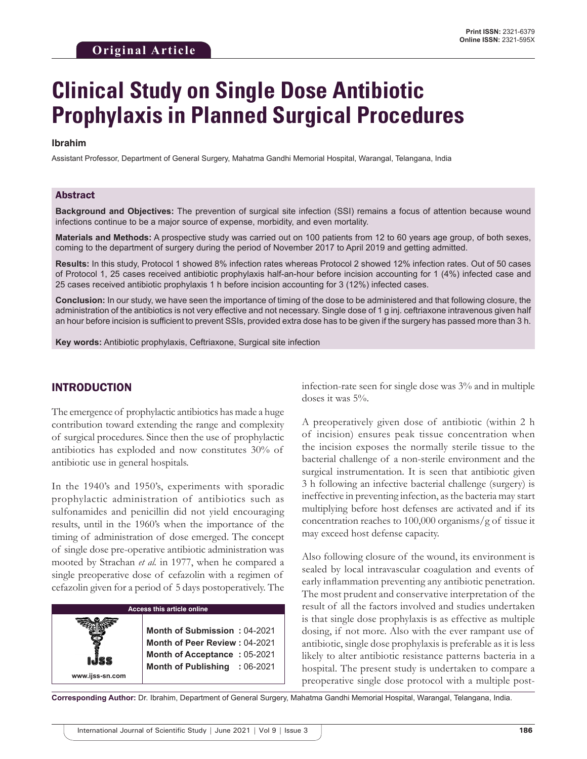Original Article

# Clinical Study on Single Dose Antibiotic Prophylaxis in Planned Surgical Procedures

**Ibrahim**

Assistant Professor, Department of General Surgery, Mahatma Gandhi Memorial Hospital, Warangal, Telangana, India

## Abstract

**Background and Objectives:** The prevention of surgical site infection (SSI) remains a focus of attention because wound infections continue to be a major source of expense, morbidity, and even mortality.

**Materials and Methods:** A prospective study was carried out on 100 patients from 12 to 60 years age group, of both sexes, coming to the department of surgery during the period of November 2017 to April 2019 and getting admitted.

**Results:** In this study, Protocol 1 showed 8% infection rates whereas Protocol 2 showed 12% infection rates. Out of 50 cases of Protocol 1, 25 cases received antibiotic prophylaxis half-an-hour before incision accounting for 1 (4%) infected case and 25 cases received antibiotic prophylaxis 1 h before incision accounting for 3 (12%) infected cases.

**Conclusion:** In our study, we have seen the importance of timing of the dose to be administered and that following closure, the administration of the antibiotics is not very effective and not necessary. Single dose of 1 g inj. ceftriaxone intravenous given half an hour before incision is sufficient to prevent SSIs, provided extra dose has to be given if the surgery has passed more than 3 h.

**Key words:** Antibiotic prophylaxis, Ceftriaxone, Surgical site infection

## INTRODUCTION

The emergence of prophylactic antibiotics has made a huge contribution toward extending the range and complexity of surgical procedures. Since then the use of prophylactic antibiotics has exploded and now constitutes 30% of antibiotic use in general hospitals.

In the 1940's and 1950's, experiments with sporadic prophylactic administration of antibiotics such as sulfonamides and penicillin did not yield encouraging results, until in the 1960's when the importance of the timing of administration of dose emerged. The concept of single dose pre-operative antibiotic administration was mooted by Strachan *et al.* in 1977, when he compared a single preoperative dose of cefazolin with a regimen of cefazolin given for a period of 5 days postoperatively. The infection-rate seen for single dose was 3% and in multiple doses it was 5%.

| Access this article online | |
|---|---|
| www.ijss-sn.com | **Month of Submission :** 04-2021<br>**Month of Peer Review :** 04-2021<br>**Month of Acceptance :** 05-2021<br>**Month of Publishing :** 06-2021 |

A preoperatively given dose of antibiotic (within 2 h of incision) ensures peak tissue concentration when the incision exposes the normally sterile tissue to the bacterial challenge of a non-sterile environment and the surgical instrumentation. It is seen that antibiotic given 3 h following an infective bacterial challenge (surgery) is ineffective in preventing infection, as the bacteria may start multiplying before host defenses are activated and if its concentration reaches to 100,000 organisms/g of tissue it may exceed host defense capacity.

Also following closure of the wound, its environment is sealed by local intravascular coagulation and events of early inflammation preventing any antibiotic penetration. The most prudent and conservative interpretation of the result of all the factors involved and studies undertaken is that single dose prophylaxis is as effective as multiple dosing, if not more. Also with the ever rampant use of antibiotic, single dose prophylaxis is preferable as it is less likely to alter antibiotic resistance patterns bacteria in a hospital. The present study is undertaken to compare a preoperative single dose protocol with a multiple post-

**Corresponding Author:** Dr. Ibrahim, Department of General Surgery, Mahatma Gandhi Memorial Hospital, Warangal, Telangana, India.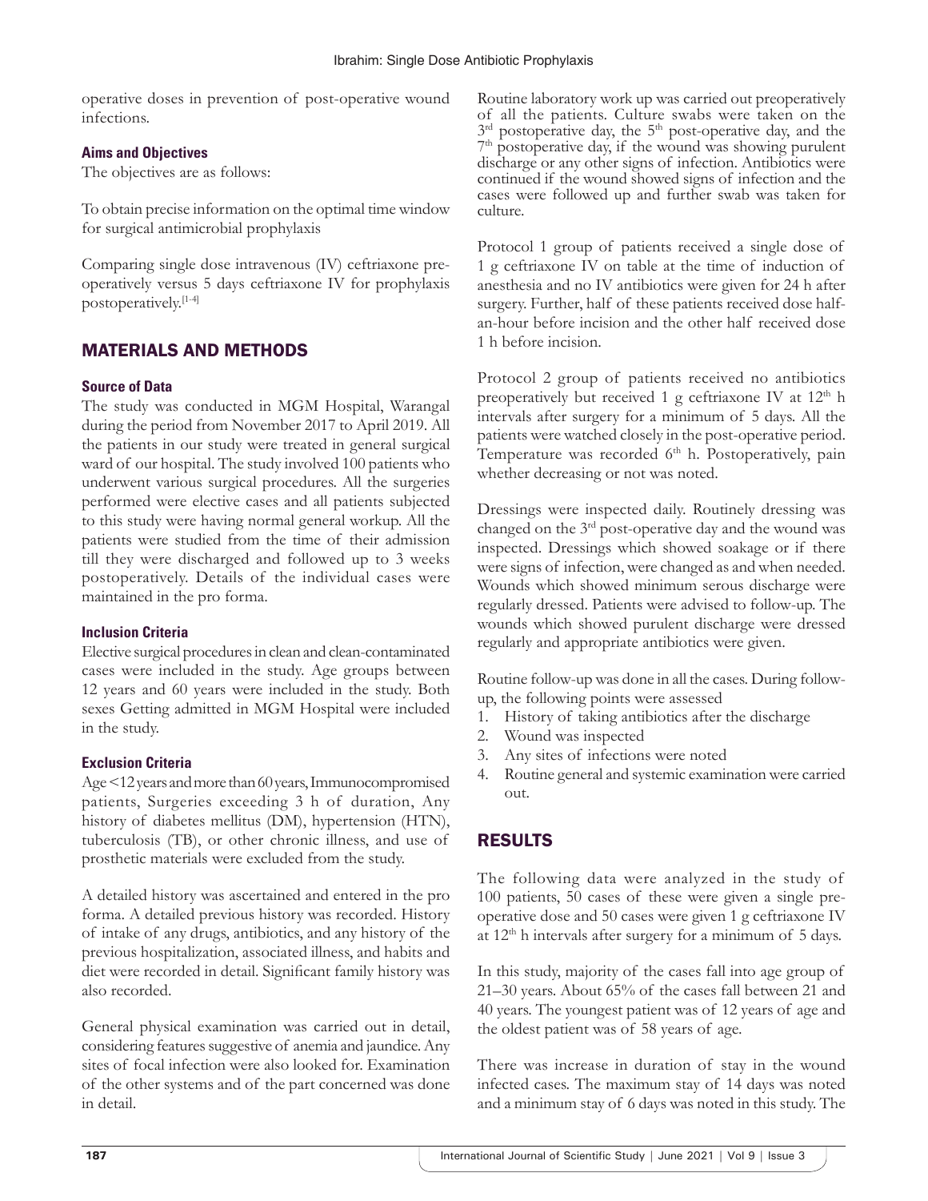operative doses in prevention of post-operative wound infections.

### Aims and Objectives

The objectives are as follows:

To obtain precise information on the optimal time window for surgical antimicrobial prophylaxis

Comparing single dose intravenous (IV) ceftriaxone pre-operatively versus 5 days ceftriaxone IV for prophylaxis postoperatively.[1-4]

## MATERIALS AND METHODS

### Source of Data

The study was conducted in MGM Hospital, Warangal during the period from November 2017 to April 2019. All the patients in our study were treated in general surgical ward of our hospital. The study involved 100 patients who underwent various surgical procedures. All the surgeries performed were elective cases and all patients subjected to this study were having normal general workup. All the patients were studied from the time of their admission till they were discharged and followed up to 3 weeks postoperatively. Details of the individual cases were maintained in the pro forma.

### Inclusion Criteria

Elective surgical procedures in clean and clean-contaminated cases were included in the study. Age groups between 12 years and 60 years were included in the study. Both sexes Getting admitted in MGM Hospital were included in the study.

### Exclusion Criteria

Age <12 years and more than 60 years, Immunocompromised patients, Surgeries exceeding 3 h of duration, Any history of diabetes mellitus (DM), hypertension (HTN), tuberculosis (TB), or other chronic illness, and use of prosthetic materials were excluded from the study.

A detailed history was ascertained and entered in the pro forma. A detailed previous history was recorded. History of intake of any drugs, antibiotics, and any history of the previous hospitalization, associated illness, and habits and diet were recorded in detail. Significant family history was also recorded.

General physical examination was carried out in detail, considering features suggestive of anemia and jaundice. Any sites of focal infection were also looked for. Examination of the other systems and of the part concerned was done in detail.

Routine laboratory work up was carried out preoperatively of all the patients. Culture swabs were taken on the 3rd postoperative day, the 5th post-operative day, and the 7th postoperative day, if the wound was showing purulent discharge or any other signs of infection. Antibiotics were continued if the wound showed signs of infection and the cases were followed up and further swab was taken for culture.

Protocol 1 group of patients received a single dose of 1 g ceftriaxone IV on table at the time of induction of anesthesia and no IV antibiotics were given for 24 h after surgery. Further, half of these patients received dose half-an-hour before incision and the other half received dose 1 h before incision.

Protocol 2 group of patients received no antibiotics preoperatively but received 1 g ceftriaxone IV at 12th h intervals after surgery for a minimum of 5 days. All the patients were watched closely in the post-operative period. Temperature was recorded 6th h. Postoperatively, pain whether decreasing or not was noted.

Dressings were inspected daily. Routinely dressing was changed on the 3rd post-operative day and the wound was inspected. Dressings which showed soakage or if there were signs of infection, were changed as and when needed. Wounds which showed minimum serous discharge were regularly dressed. Patients were advised to follow-up. The wounds which showed purulent discharge were dressed regularly and appropriate antibiotics were given.

Routine follow-up was done in all the cases. During follow-up, the following points were assessed

1. History of taking antibiotics after the discharge
2. Wound was inspected
3. Any sites of infections were noted
4. Routine general and systemic examination were carried out.

## RESULTS

The following data were analyzed in the study of 100 patients, 50 cases of these were given a single pre-operative dose and 50 cases were given 1 g ceftriaxone IV at 12th h intervals after surgery for a minimum of 5 days.

In this study, majority of the cases fall into age group of 21–30 years. About 65% of the cases fall between 21 and 40 years. The youngest patient was of 12 years of age and the oldest patient was of 58 years of age.

There was increase in duration of stay in the wound infected cases. The maximum stay of 14 days was noted and a minimum stay of 6 days was noted in this study. The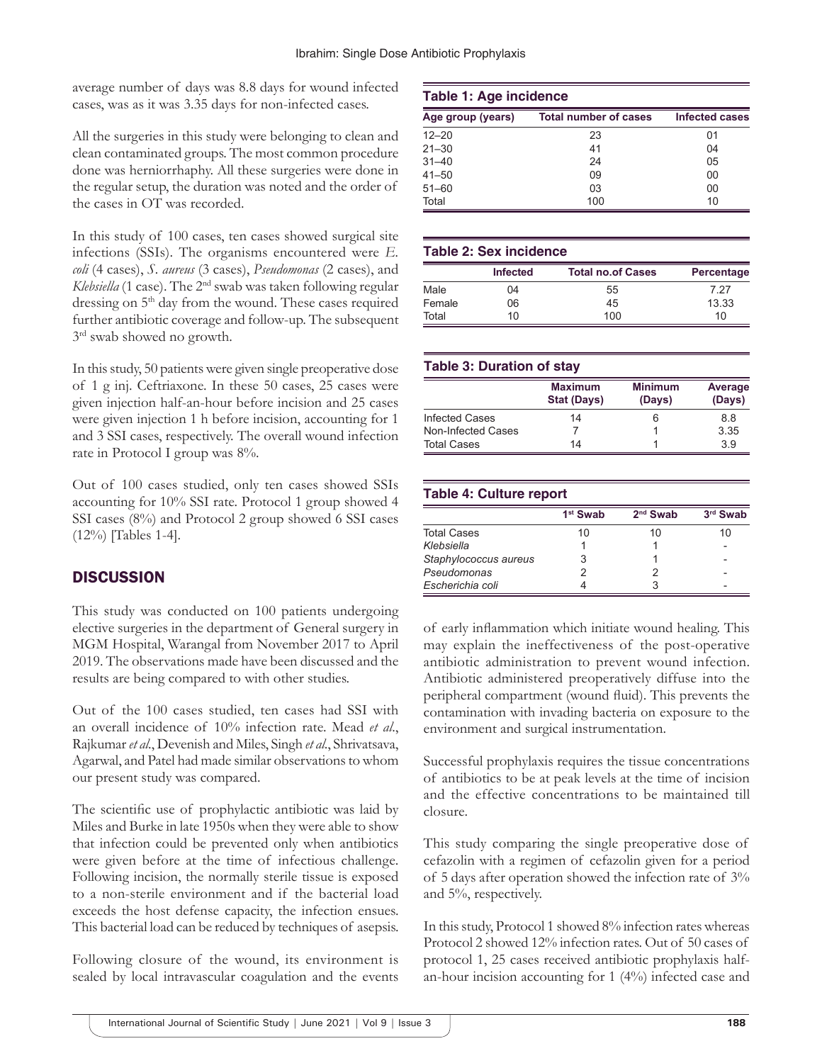average number of days was 8.8 days for wound infected cases, was as it was 3.35 days for non-infected cases.

All the surgeries in this study were belonging to clean and clean contaminated groups. The most common procedure done was herniorrhaphy. All these surgeries were done in the regular setup, the duration was noted and the order of the cases in OT was recorded.

In this study of 100 cases, ten cases showed surgical site infections (SSIs). The organisms encountered were *E. coli* (4 cases), *S. aureus* (3 cases), *Pseudomonas* (2 cases), and *Klebsiella* (1 case). The 2nd swab was taken following regular dressing on 5th day from the wound. These cases required further antibiotic coverage and follow-up. The subsequent 3rd swab showed no growth.

In this study, 50 patients were given single preoperative dose of 1 g inj. Ceftriaxone. In these 50 cases, 25 cases were given injection half-an-hour before incision and 25 cases were given injection 1 h before incision, accounting for 1 and 3 SSI cases, respectively. The overall wound infection rate in Protocol I group was 8%.

Out of 100 cases studied, only ten cases showed SSIs accounting for 10% SSI rate. Protocol 1 group showed 4 SSI cases (8%) and Protocol 2 group showed 6 SSI cases (12%) [Tables 1-4].

**Table 1: Age incidence**

| Age group (years) | Total number of cases | Infected cases |
|---|---|---|
| 12–20 | 23 | 01 |
| 21–30 | 41 | 04 |
| 31–40 | 24 | 05 |
| 41–50 | 09 | 00 |
| 51–60 | 03 | 00 |
| Total | 100 | 10 |

**Table 2: Sex incidence**

| | Infected | Total no.of Cases | Percentage |
|---|---|---|---|
| Male | 04 | 55 | 7.27 |
| Female | 06 | 45 | 13.33 |
| Total | 10 | 100 | 10 |

**Table 3: Duration of stay**

| | Maximum Stat (Days) | Minimum (Days) | Average (Days) |
|---|---|---|---|
| Infected Cases | 14 | 6 | 8.8 |
| Non-Infected Cases | 7 | 1 | 3.35 |
| Total Cases | 14 | 1 | 3.9 |

**Table 4: Culture report**

| | 1st Swab | 2nd Swab | 3rd Swab |
|---|---|---|---|
| Total Cases | 10 | 10 | 10 |
| *Klebsiella* | 1 | 1 | - |
| *Staphylococcus aureus* | 3 | 1 | - |
| *Pseudomonas* | 2 | 2 | - |
| *Escherichia coli* | 4 | 3 | - |

## DISCUSSION

This study was conducted on 100 patients undergoing elective surgeries in the department of General surgery in MGM Hospital, Warangal from November 2017 to April 2019. The observations made have been discussed and the results are being compared to with other studies.

Out of the 100 cases studied, ten cases had SSI with an overall incidence of 10% infection rate. Mead *et al*., Rajkumar *et al*., Devenish and Miles, Singh *et al*., Shrivatsava, Agarwal, and Patel had made similar observations to whom our present study was compared.

The scientific use of prophylactic antibiotic was laid by Miles and Burke in late 1950s when they were able to show that infection could be prevented only when antibiotics were given before at the time of infectious challenge. Following incision, the normally sterile tissue is exposed to a non-sterile environment and if the bacterial load exceeds the host defense capacity, the infection ensues. This bacterial load can be reduced by techniques of asepsis.

Following closure of the wound, its environment is sealed by local intravascular coagulation and the events of early inflammation which initiate wound healing. This may explain the ineffectiveness of the post-operative antibiotic administration to prevent wound infection. Antibiotic administered preoperatively diffuse into the peripheral compartment (wound fluid). This prevents the contamination with invading bacteria on exposure to the environment and surgical instrumentation.

Successful prophylaxis requires the tissue concentrations of antibiotics to be at peak levels at the time of incision and the effective concentrations to be maintained till closure.

This study comparing the single preoperative dose of cefazolin with a regimen of cefazolin given for a period of 5 days after operation showed the infection rate of 3% and 5%, respectively.

In this study, Protocol 1 showed 8% infection rates whereas Protocol 2 showed 12% infection rates. Out of 50 cases of protocol 1, 25 cases received antibiotic prophylaxis half-an-hour incision accounting for 1 (4%) infected case and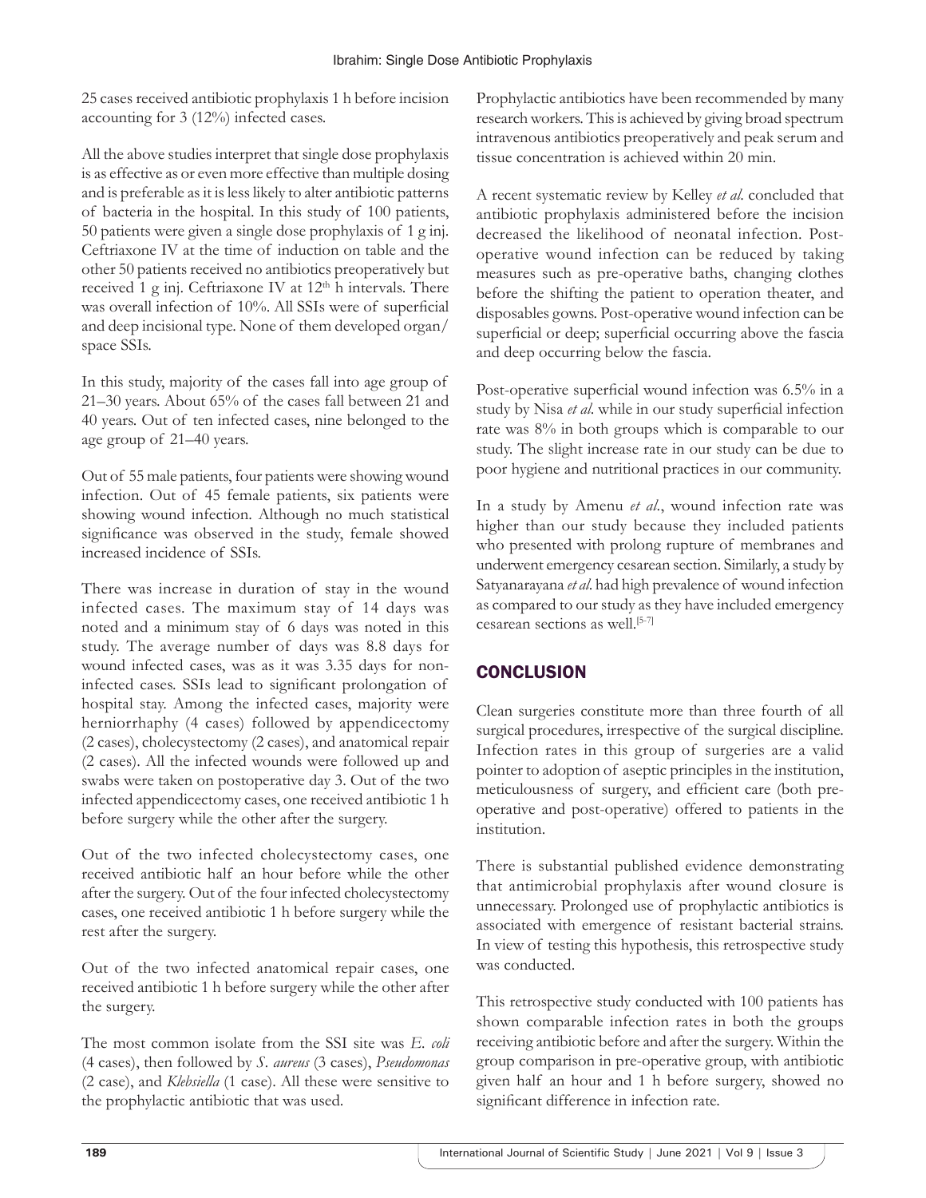25 cases received antibiotic prophylaxis 1 h before incision accounting for 3 (12%) infected cases.

All the above studies interpret that single dose prophylaxis is as effective as or even more effective than multiple dosing and is preferable as it is less likely to alter antibiotic patterns of bacteria in the hospital. In this study of 100 patients, 50 patients were given a single dose prophylaxis of 1 g inj. Ceftriaxone IV at the time of induction on table and the other 50 patients received no antibiotics preoperatively but received 1 g inj. Ceftriaxone IV at 12th h intervals. There was overall infection of 10%. All SSIs were of superficial and deep incisional type. None of them developed organ/space SSIs.

In this study, majority of the cases fall into age group of 21–30 years. About 65% of the cases fall between 21 and 40 years. Out of ten infected cases, nine belonged to the age group of 21–40 years.

Out of 55 male patients, four patients were showing wound infection. Out of 45 female patients, six patients were showing wound infection. Although no much statistical significance was observed in the study, female showed increased incidence of SSIs.

There was increase in duration of stay in the wound infected cases. The maximum stay of 14 days was noted and a minimum stay of 6 days was noted in this study. The average number of days was 8.8 days for wound infected cases, was as it was 3.35 days for non-infected cases. SSIs lead to significant prolongation of hospital stay. Among the infected cases, majority were herniorrhaphy (4 cases) followed by appendicectomy (2 cases), cholecystectomy (2 cases), and anatomical repair (2 cases). All the infected wounds were followed up and swabs were taken on postoperative day 3. Out of the two infected appendicectomy cases, one received antibiotic 1 h before surgery while the other after the surgery.

Out of the two infected cholecystectomy cases, one received antibiotic half an hour before while the other after the surgery. Out of the four infected cholecystectomy cases, one received antibiotic 1 h before surgery while the rest after the surgery.

Out of the two infected anatomical repair cases, one received antibiotic 1 h before surgery while the other after the surgery.

The most common isolate from the SSI site was *E. coli* (4 cases), then followed by *S. aureus* (3 cases), *Pseudomonas* (2 case), and *Klebsiella* (1 case). All these were sensitive to the prophylactic antibiotic that was used.

Prophylactic antibiotics have been recommended by many research workers. This is achieved by giving broad spectrum intravenous antibiotics preoperatively and peak serum and tissue concentration is achieved within 20 min.

A recent systematic review by Kelley *et al.* concluded that antibiotic prophylaxis administered before the incision decreased the likelihood of neonatal infection. Post-operative wound infection can be reduced by taking measures such as pre-operative baths, changing clothes before the shifting the patient to operation theater, and disposables gowns. Post-operative wound infection can be superficial or deep; superficial occurring above the fascia and deep occurring below the fascia.

Post-operative superficial wound infection was 6.5% in a study by Nisa *et al.* while in our study superficial infection rate was 8% in both groups which is comparable to our study. The slight increase rate in our study can be due to poor hygiene and nutritional practices in our community.

In a study by Amenu *et al.*, wound infection rate was higher than our study because they included patients who presented with prolong rupture of membranes and underwent emergency cesarean section. Similarly, a study by Satyanarayana *et al.* had high prevalence of wound infection as compared to our study as they have included emergency cesarean sections as well.[5-7]

## CONCLUSION

Clean surgeries constitute more than three fourth of all surgical procedures, irrespective of the surgical discipline. Infection rates in this group of surgeries are a valid pointer to adoption of aseptic principles in the institution, meticulousness of surgery, and efficient care (both pre-operative and post-operative) offered to patients in the institution.

There is substantial published evidence demonstrating that antimicrobial prophylaxis after wound closure is unnecessary. Prolonged use of prophylactic antibiotics is associated with emergence of resistant bacterial strains. In view of testing this hypothesis, this retrospective study was conducted.

This retrospective study conducted with 100 patients has shown comparable infection rates in both the groups receiving antibiotic before and after the surgery. Within the group comparison in pre-operative group, with antibiotic given half an hour and 1 h before surgery, showed no significant difference in infection rate.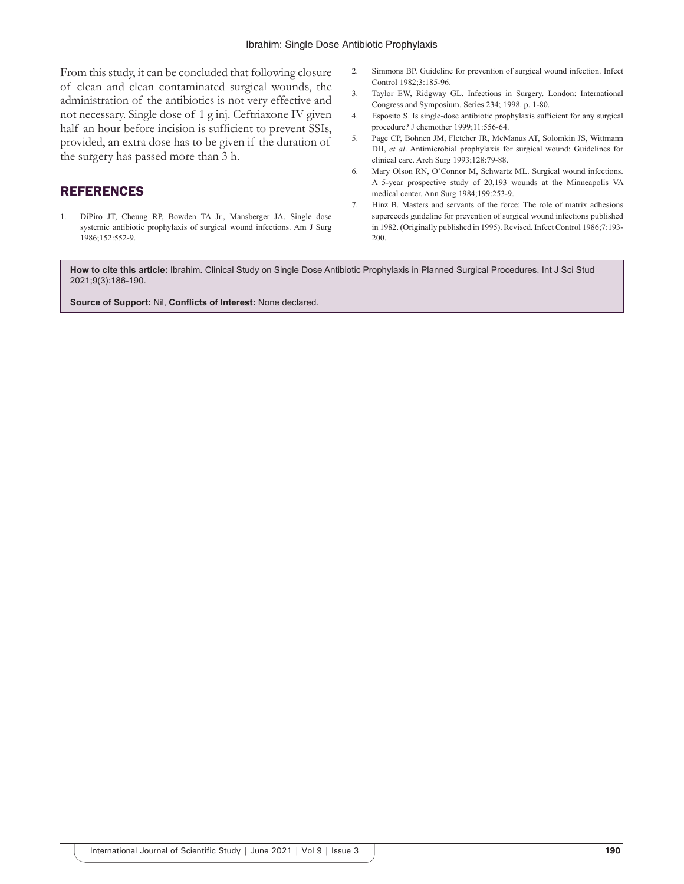From this study, it can be concluded that following closure of clean and clean contaminated surgical wounds, the administration of the antibiotics is not very effective and not necessary. Single dose of 1 g inj. Ceftriaxone IV given half an hour before incision is sufficient to prevent SSIs, provided, an extra dose has to be given if the duration of the surgery has passed more than 3 h.

## REFERENCES

1. DiPiro JT, Cheung RP, Bowden TA Jr., Mansberger JA. Single dose systemic antibiotic prophylaxis of surgical wound infections. Am J Surg 1986;152:552-9.
2. Simmons BP. Guideline for prevention of surgical wound infection. Infect Control 1982;3:185-96.
3. Taylor EW, Ridgway GL. Infections in Surgery. London: International Congress and Symposium. Series 234; 1998. p. 1-80.
4. Esposito S. Is single-dose antibiotic prophylaxis sufficient for any surgical procedure? J chemother 1999;11:556-64.
5. Page CP, Bohnen JM, Fletcher JR, McManus AT, Solomkin JS, Wittmann DH, *et al*. Antimicrobial prophylaxis for surgical wound: Guidelines for clinical care. Arch Surg 1993;128:79-88.
6. Mary Olson RN, O'Connor M, Schwartz ML. Surgical wound infections. A 5-year prospective study of 20,193 wounds at the Minneapolis VA medical center. Ann Surg 1984;199:253-9.
7. Hinz B. Masters and servants of the force: The role of matrix adhesions superceeds guideline for prevention of surgical wound infections published in 1982. (Originally published in 1995). Revised. Infect Control 1986;7:193-200.

**How to cite this article:** Ibrahim. Clinical Study on Single Dose Antibiotic Prophylaxis in Planned Surgical Procedures. Int J Sci Stud 2021;9(3):186-190.

**Source of Support:** Nil, **Conflicts of Interest:** None declared.